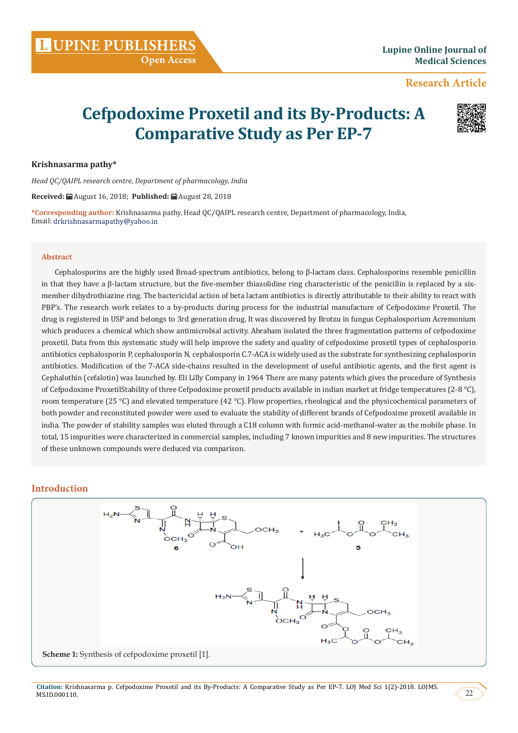Research Article

# Cefpodoxime Proxetil and its By-Products: A Comparative Study as Per EP-7

**Krishnasarma pathy***

*Head QC/QAIPL research centre, Department of pharmacology, India*

**Received:** August 16, 2018; **Published:** August 28, 2018

***Corresponding author:** Krishnasarma pathy, Head QC/QAIPL research centre, Department of pharmacology, India, Email: drkrishnasarmapathy@yahoo.in

## Abstract

Cephalosporins are the highly used Broad-spectrum antibiotics, belong to β-lactam class. Cephalosporins resemble penicillin in that they have a β-lactam structure, but the five-member thiazolidine ring characteristic of the penicillin is replaced by a six-member dihydrothiazine ring. The bactericidal action of beta lactam antibiotics is directly attributable to their ability to react with PBP's. The research work relates to a by-products during process for the industrial manufacture of Cefpodoxime Proxetil. The drug is registered in USP and belongs to 3rd generation drug. It was discovered by Brotzu in fungus Cephalosporium Acremonium which produces a chemical which show antimicrobial activity. Abraham isolated the three fragmentation patterns of cefpodoxime proxetil. Data from this systematic study will help improve the safety and quality of cefpodoxime proxetil types of cephalosporin antibiotics cephalosporin P, cephalosporin N, cephalosporin C.7-ACA is widely used as the substrate for synthesizing cephalosporin antibiotics. Modification of the 7-ACA side-chains resulted in the development of useful antibiotic agents, and the first agent is Cephalothin (cefalotin) was launched by. Eli Lilly Company in 1964 There are many patents which gives the procedure of Synthesis of Cefpodoxime ProxetilStability of three Cefpodoxime proxetil products available in indian market at fridge temperatures (2-8 °C), room temperature (25 °C) and elevated temperature (42 °C). Flow properties, rheological and the physicochemical parameters of both powder and reconstituted powder were used to evaluate the stability of different brands of Cefpodoxime proxetil available in india. The powder of stability samples was eluted through a C18 column with formic acid-methanol-water as the mobile phase. In total, 15 impurities were characterized in commercial samples, including 7 known impurities and 8 new impurities. The structures of these unknown compounds were deduced via comparison.

## Introduction

**Scheme 1:** Synthesis of cefpodoxime proxetil [1].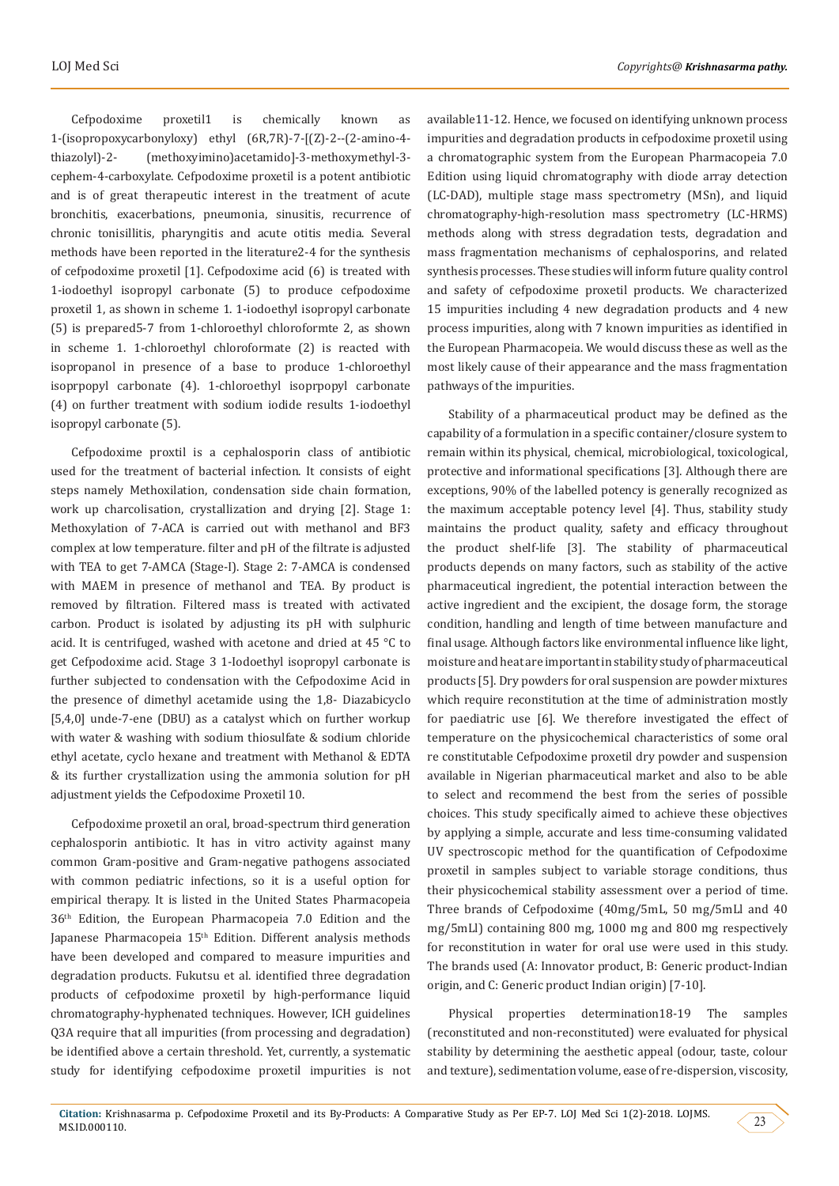Cefpodoxime proxetil1 is chemically known as 1-(isopropoxycarbonyloxy) ethyl (6R,7R)-7-[(Z)-2--(2-amino-4-thiazolyl)-2- (methoxyimino)acetamido]-3-methoxymethyl-3-cephem-4-carboxylate. Cefpodoxime proxetil is a potent antibiotic and is of great therapeutic interest in the treatment of acute bronchitis, exacerbations, pneumonia, sinusitis, recurrence of chronic tonisillitis, pharyngitis and acute otitis media. Several methods have been reported in the literature2-4 for the synthesis of cefpodoxime proxetil [1]. Cefpodoxime acid (6) is treated with 1-iodoethyl isopropyl carbonate (5) to produce cefpodoxime proxetil 1, as shown in scheme 1. 1-iodoethyl isopropyl carbonate (5) is prepared5-7 from 1-chloroethyl chloroformte 2, as shown in scheme 1. 1-chloroethyl chloroformate (2) is reacted with isopropanol in presence of a base to produce 1-chloroethyl isoprpopyl carbonate (4). 1-chloroethyl isoprpopyl carbonate (4) on further treatment with sodium iodide results 1-iodoethyl isopropyl carbonate (5).

Cefpodoxime proxtil is a cephalosporin class of antibiotic used for the treatment of bacterial infection. It consists of eight steps namely Methoxilation, condensation side chain formation, work up charcolisation, crystallization and drying [2]. Stage 1: Methoxylation of 7-ACA is carried out with methanol and BF3 complex at low temperature. filter and pH of the filtrate is adjusted with TEA to get 7-AMCA (Stage-I). Stage 2: 7-AMCA is condensed with MAEM in presence of methanol and TEA. By product is removed by filtration. Filtered mass is treated with activated carbon. Product is isolated by adjusting its pH with sulphuric acid. It is centrifuged, washed with acetone and dried at 45 °C to get Cefpodoxime acid. Stage 3 1-Iodoethyl isopropyl carbonate is further subjected to condensation with the Cefpodoxime Acid in the presence of dimethyl acetamide using the 1,8- Diazabicyclo [5,4,0] unde-7-ene (DBU) as a catalyst which on further workup with water & washing with sodium thiosulfate & sodium chloride ethyl acetate, cyclo hexane and treatment with Methanol & EDTA & its further crystallization using the ammonia solution for pH adjustment yields the Cefpodoxime Proxetil 10.

Cefpodoxime proxetil an oral, broad-spectrum third generation cephalosporin antibiotic. It has in vitro activity against many common Gram-positive and Gram-negative pathogens associated with common pediatric infections, so it is a useful option for empirical therapy. It is listed in the United States Pharmacopeia 36th Edition, the European Pharmacopeia 7.0 Edition and the Japanese Pharmacopeia 15th Edition. Different analysis methods have been developed and compared to measure impurities and degradation products. Fukutsu et al. identified three degradation products of cefpodoxime proxetil by high-performance liquid chromatography-hyphenated techniques. However, ICH guidelines Q3A require that all impurities (from processing and degradation) be identified above a certain threshold. Yet, currently, a systematic study for identifying cefpodoxime proxetil impurities is not available11-12. Hence, we focused on identifying unknown process impurities and degradation products in cefpodoxime proxetil using a chromatographic system from the European Pharmacopeia 7.0 Edition using liquid chromatography with diode array detection (LC-DAD), multiple stage mass spectrometry (MSn), and liquid chromatography-high-resolution mass spectrometry (LC-HRMS) methods along with stress degradation tests, degradation and mass fragmentation mechanisms of cephalosporins, and related synthesis processes. These studies will inform future quality control and safety of cefpodoxime proxetil products. We characterized 15 impurities including 4 new degradation products and 4 new process impurities, along with 7 known impurities as identified in the European Pharmacopeia. We would discuss these as well as the most likely cause of their appearance and the mass fragmentation pathways of the impurities.

Stability of a pharmaceutical product may be defined as the capability of a formulation in a specific container/closure system to remain within its physical, chemical, microbiological, toxicological, protective and informational specifications [3]. Although there are exceptions, 90% of the labelled potency is generally recognized as the maximum acceptable potency level [4]. Thus, stability study maintains the product quality, safety and efficacy throughout the product shelf-life [3]. The stability of pharmaceutical products depends on many factors, such as stability of the active pharmaceutical ingredient, the potential interaction between the active ingredient and the excipient, the dosage form, the storage condition, handling and length of time between manufacture and final usage. Although factors like environmental influence like light, moisture and heat are important in stability study of pharmaceutical products [5]. Dry powders for oral suspension are powder mixtures which require reconstitution at the time of administration mostly for paediatric use [6]. We therefore investigated the effect of temperature on the physicochemical characteristics of some oral re constitutable Cefpodoxime proxetil dry powder and suspension available in Nigerian pharmaceutical market and also to be able to select and recommend the best from the series of possible choices. This study specifically aimed to achieve these objectives by applying a simple, accurate and less time-consuming validated UV spectroscopic method for the quantification of Cefpodoxime proxetil in samples subject to variable storage conditions, thus their physicochemical stability assessment over a period of time. Three brands of Cefpodoxime (40mg/5mL, 50 mg/5mLl and 40 mg/5mLl) containing 800 mg, 1000 mg and 800 mg respectively for reconstitution in water for oral use were used in this study. The brands used (A: Innovator product, B: Generic product-Indian origin, and C: Generic product Indian origin) [7-10].

Physical properties determination18-19 The samples (reconstituted and non-reconstituted) were evaluated for physical stability by determining the aesthetic appeal (odour, taste, colour and texture), sedimentation volume, ease of re-dispersion, viscosity,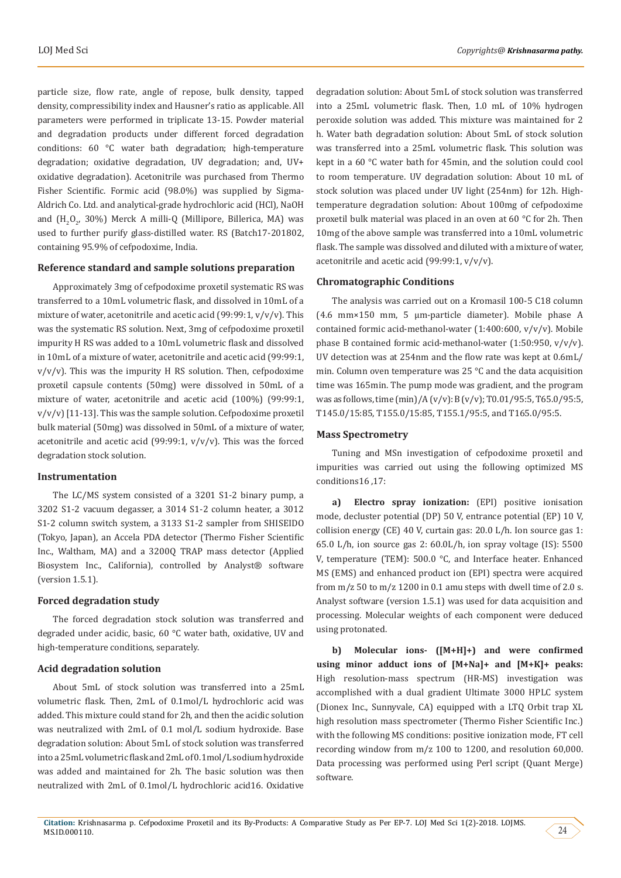particle size, flow rate, angle of repose, bulk density, tapped density, compressibility index and Hausner's ratio as applicable. All parameters were performed in triplicate 13-15. Powder material and degradation products under different forced degradation conditions: 60 °C water bath degradation; high-temperature degradation; oxidative degradation, UV degradation; and, UV+ oxidative degradation). Acetonitrile was purchased from Thermo Fisher Scientific. Formic acid (98.0%) was supplied by Sigma-Aldrich Co. Ltd. and analytical-grade hydrochloric acid (HCl), NaOH and ($H_2O_2$, 30%) Merck A milli-Q (Millipore, Billerica, MA) was used to further purify glass-distilled water. RS (Batch17-201802, containing 95.9% of cefpodoxime, India.

### Reference standard and sample solutions preparation

Approximately 3mg of cefpodoxime proxetil systematic RS was transferred to a 10mL volumetric flask, and dissolved in 10mL of a mixture of water, acetonitrile and acetic acid (99:99:1, v/v/v). This was the systematic RS solution. Next, 3mg of cefpodoxime proxetil impurity H RS was added to a 10mL volumetric flask and dissolved in 10mL of a mixture of water, acetonitrile and acetic acid (99:99:1, v/v/v). This was the impurity H RS solution. Then, cefpodoxime proxetil capsule contents (50mg) were dissolved in 50mL of a mixture of water, acetonitrile and acetic acid (100%) (99:99:1, v/v/v) [11-13]. This was the sample solution. Cefpodoxime proxetil bulk material (50mg) was dissolved in 50mL of a mixture of water, acetonitrile and acetic acid (99:99:1, v/v/v). This was the forced degradation stock solution.

### Instrumentation

The LC/MS system consisted of a 3201 S1-2 binary pump, a 3202 S1-2 vacuum degasser, a 3014 S1-2 column heater, a 3012 S1-2 column switch system, a 3133 S1-2 sampler from SHISEIDO (Tokyo, Japan), an Accela PDA detector (Thermo Fisher Scientific Inc., Waltham, MA) and a 3200Q TRAP mass detector (Applied Biosystem Inc., California), controlled by Analyst® software (version 1.5.1).

### Forced degradation study

The forced degradation stock solution was transferred and degraded under acidic, basic, 60 °C water bath, oxidative, UV and high-temperature conditions, separately.

### Acid degradation solution

About 5mL of stock solution was transferred into a 25mL volumetric flask. Then, 2mL of 0.1mol/L hydrochloric acid was added. This mixture could stand for 2h, and then the acidic solution was neutralized with 2mL of 0.1 mol/L sodium hydroxide. Base degradation solution: About 5mL of stock solution was transferred into a 25mL volumetric flask and 2mL of 0.1mol/L sodium hydroxide was added and maintained for 2h. The basic solution was then neutralized with 2mL of 0.1mol/L hydrochloric acid16. Oxidative degradation solution: About 5mL of stock solution was transferred into a 25mL volumetric flask. Then, 1.0 mL of 10% hydrogen peroxide solution was added. This mixture was maintained for 2 h. Water bath degradation solution: About 5mL of stock solution was transferred into a 25mL volumetric flask. This solution was kept in a 60 °C water bath for 45min, and the solution could cool to room temperature. UV degradation solution: About 10 mL of stock solution was placed under UV light (254nm) for 12h. High-temperature degradation solution: About 100mg of cefpodoxime proxetil bulk material was placed in an oven at 60 °C for 2h. Then 10mg of the above sample was transferred into a 10mL volumetric flask. The sample was dissolved and diluted with a mixture of water, acetonitrile and acetic acid (99:99:1, v/v/v).

### Chromatographic Conditions

The analysis was carried out on a Kromasil 100-5 C18 column (4.6 mm×150 mm, 5 µm-particle diameter). Mobile phase A contained formic acid-methanol-water (1:400:600, v/v/v). Mobile phase B contained formic acid-methanol-water (1:50:950, v/v/v). UV detection was at 254nm and the flow rate was kept at 0.6mL/min. Column oven temperature was 25 °C and the data acquisition time was 165min. The pump mode was gradient, and the program was as follows, time (min)/A (v/v): B (v/v); T0.01/95:5, T65.0/95:5, T145.0/15:85, T155.0/15:85, T155.1/95:5, and T165.0/95:5.

### Mass Spectrometry

Tuning and MSn investigation of cefpodoxime proxetil and impurities was carried out using the following optimized MS conditions16 ,17:

**a) Electro spray ionization:** (EPI) positive ionisation mode, decluster potential (DP) 50 V, entrance potential (EP) 10 V, collision energy (CE) 40 V, curtain gas: 20.0 L/h. Ion source gas 1: 65.0 L/h, ion source gas 2: 60.0L/h, ion spray voltage (IS): 5500 V, temperature (TEM): 500.0 °C, and Interface heater. Enhanced MS (EMS) and enhanced product ion (EPI) spectra were acquired from m/z 50 to m/z 1200 in 0.1 amu steps with dwell time of 2.0 s. Analyst software (version 1.5.1) was used for data acquisition and processing. Molecular weights of each component were deduced using protonated.

**b) Molecular ions- ([M+H]+) and were confirmed using minor adduct ions of [M+Na]+ and [M+K]+ peaks:** High resolution-mass spectrum (HR-MS) investigation was accomplished with a dual gradient Ultimate 3000 HPLC system (Dionex Inc., Sunnyvale, CA) equipped with a LTQ Orbit trap XL high resolution mass spectrometer (Thermo Fisher Scientific Inc.) with the following MS conditions: positive ionization mode, FT cell recording window from m/z 100 to 1200, and resolution 60,000. Data processing was performed using Perl script (Quant Merge) software.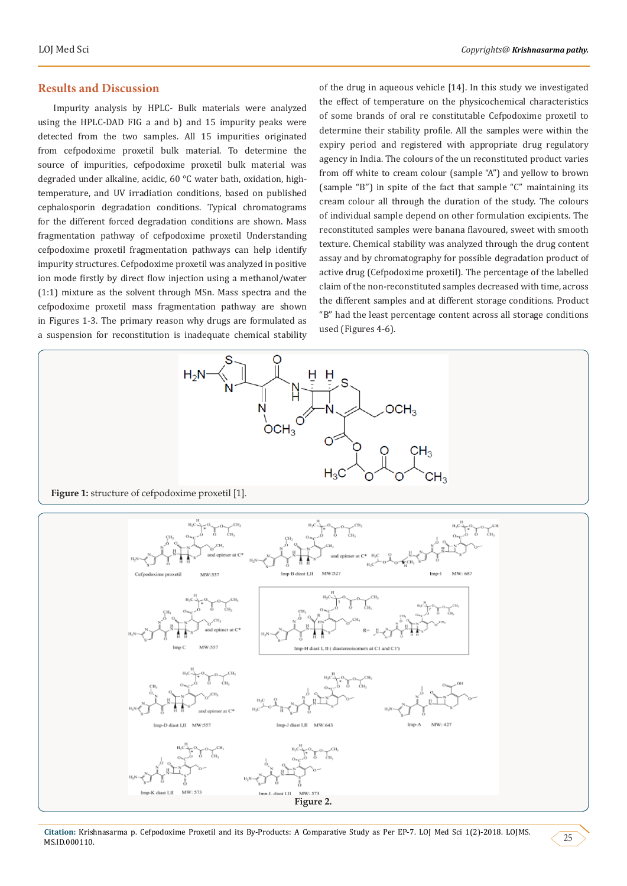## Results and Discussion

Impurity analysis by HPLC- Bulk materials were analyzed using the HPLC-DAD FIG a and b) and 15 impurity peaks were detected from the two samples. All 15 impurities originated from cefpodoxime proxetil bulk material. To determine the source of impurities, cefpodoxime proxetil bulk material was degraded under alkaline, acidic, 60 °C water bath, oxidation, high-temperature, and UV irradiation conditions, based on published cephalosporin degradation conditions. Typical chromatograms for the different forced degradation conditions are shown. Mass fragmentation pathway of cefpodoxime proxetil Understanding cefpodoxime proxetil fragmentation pathways can help identify impurity structures. Cefpodoxime proxetil was analyzed in positive ion mode firstly by direct flow injection using a methanol/water (1:1) mixture as the solvent through MSn. Mass spectra and the cefpodoxime proxetil mass fragmentation pathway are shown in Figures 1-3. The primary reason why drugs are formulated as a suspension for reconstitution is inadequate chemical stability of the drug in aqueous vehicle [14]. In this study we investigated the effect of temperature on the physicochemical characteristics of some brands of oral re constitutable Cefpodoxime proxetil to determine their stability profile. All the samples were within the expiry period and registered with appropriate drug regulatory agency in India. The colours of the un reconstituted product varies from off white to cream colour (sample "A") and yellow to brown (sample "B") in spite of the fact that sample "C" maintaining its cream colour all through the duration of the study. The colours of individual sample depend on other formulation excipients. The reconstituted samples were banana flavoured, sweet with smooth texture. Chemical stability was analyzed through the drug content assay and by chromatography for possible degradation product of active drug (Cefpodoxime proxetil). The percentage of the labelled claim of the non-reconstituted samples decreased with time, across the different samples and at different storage conditions. Product "B" had the least percentage content across all storage conditions used (Figures 4-6).

**Figure 1:** structure of cefpodoxime proxetil [1].

**Figure 2.**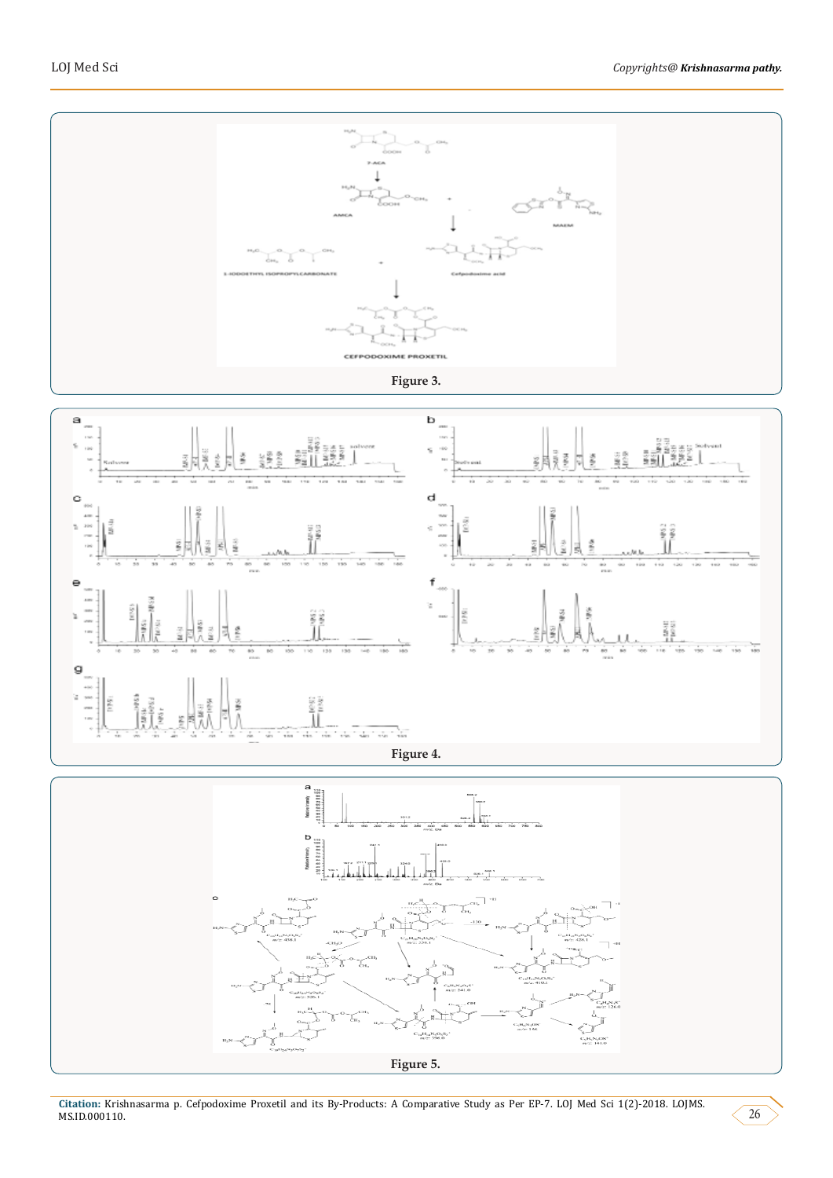Figure 3.

Figure 4.

Figure 5.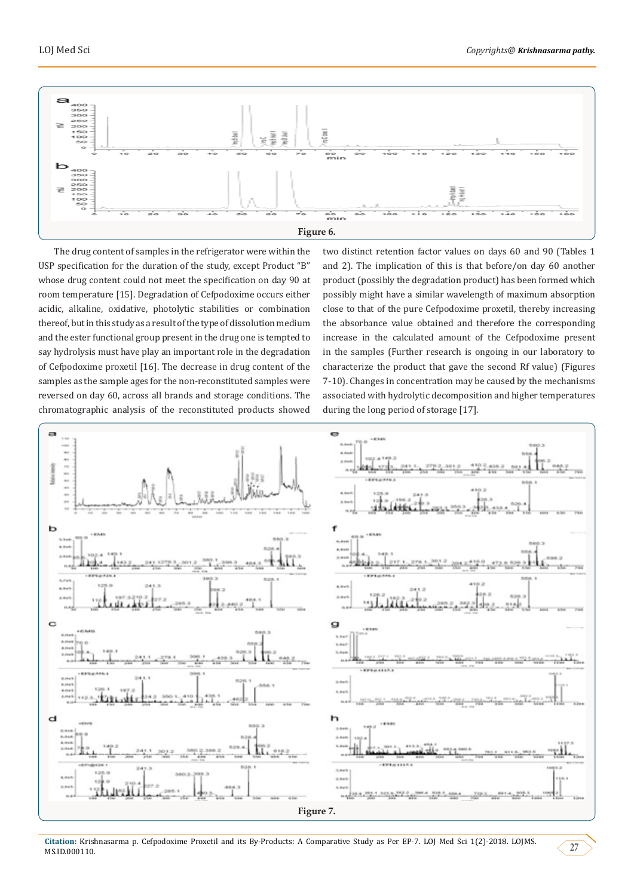Figure 6.

The drug content of samples in the refrigerator were within the USP specification for the duration of the study, except Product "B" whose drug content could not meet the specification on day 90 at room temperature [15]. Degradation of Cefpodoxime occurs either acidic, alkaline, oxidative, photolytic stabilities or combination thereof, but in this study as a result of the type of dissolution medium and the ester functional group present in the drug one is tempted to say hydrolysis must have play an important role in the degradation of Cefpodoxime proxetil [16]. The decrease in drug content of the samples as the sample ages for the non-reconstituted samples were reversed on day 60, across all brands and storage conditions. The chromatographic analysis of the reconstituted products showed two distinct retention factor values on days 60 and 90 (Tables 1 and 2). The implication of this is that before/on day 60 another product (possibly the degradation product) has been formed which possibly might have a similar wavelength of maximum absorption close to that of the pure Cefpodoxime proxetil, thereby increasing the absorbance value obtained and therefore the corresponding increase in the calculated amount of the Cefpodoxime present in the samples (Further research is ongoing in our laboratory to characterize the product that gave the second Rf value) (Figures 7-10). Changes in concentration may be caused by the mechanisms associated with hydrolytic decomposition and higher temperatures during the long period of storage [17].

Figure 7.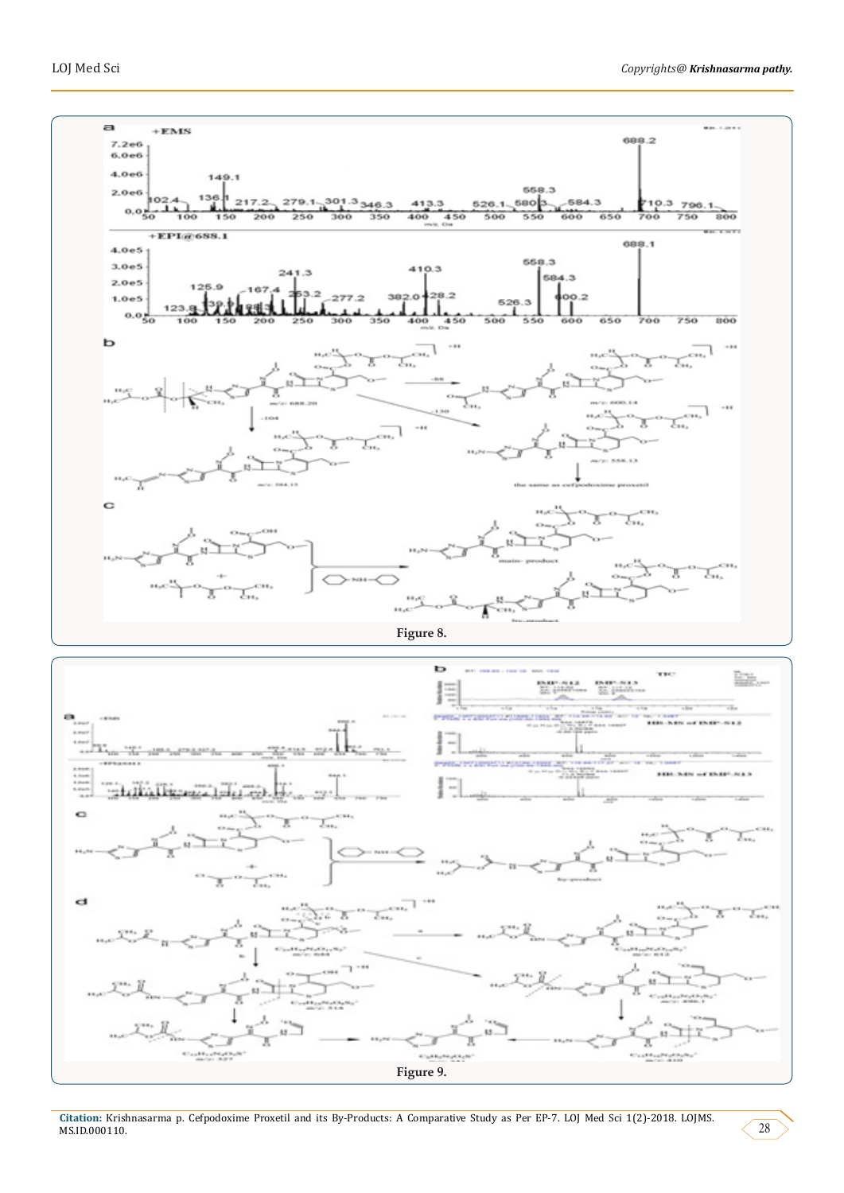Figure 8.

Figure 9.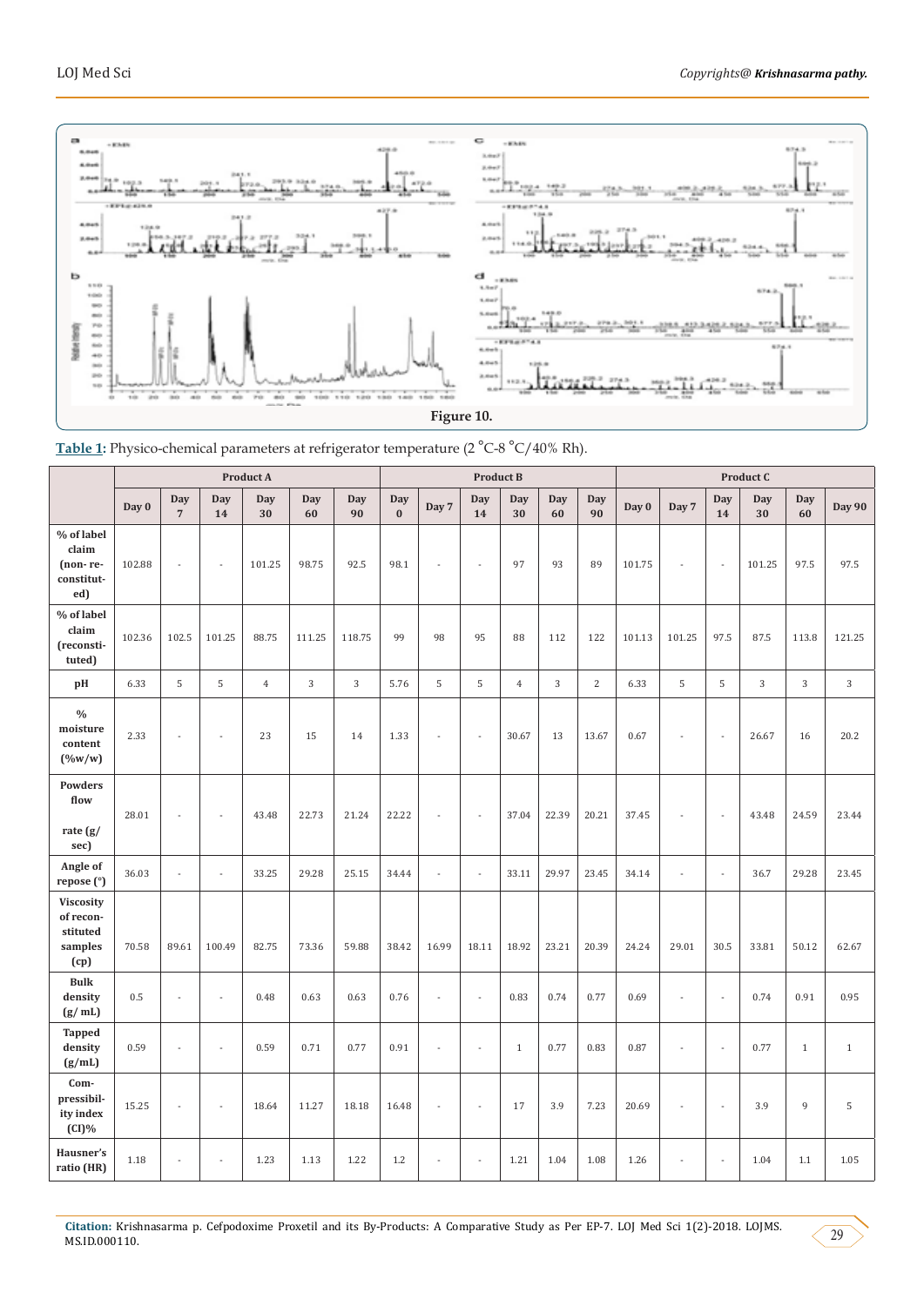Figure 10.

**Table 1:** Physico-chemical parameters at refrigerator temperature (2 °C-8 °C/40% Rh).

| | Product A | | | | | | Product B | | | | | | Product C | | | | | |
|---|---|---|---|---|---|---|---|---|---|---|---|---|---|---|---|---|---|---|
| | Day 0 | Day 7 | Day 14 | Day 30 | Day 60 | Day 90 | Day 0 | Day 7 | Day 14 | Day 30 | Day 60 | Day 90 | Day 0 | Day 7 | Day 14 | Day 30 | Day 60 | Day 90 |
| % of label claim (non- reconstituted) | 102.88 | - | - | 101.25 | 98.75 | 92.5 | 98.1 | - | - | 97 | 93 | 89 | 101.75 | - | - | 101.25 | 97.5 | 97.5 |
| % of label claim (reconstituted) | 102.36 | 102.5 | 101.25 | 88.75 | 111.25 | 118.75 | 99 | 98 | 95 | 88 | 112 | 122 | 101.13 | 101.25 | 97.5 | 87.5 | 113.8 | 121.25 |
| pH | 6.33 | 5 | 5 | 4 | 3 | 3 | 5.76 | 5 | 5 | 4 | 3 | 2 | 6.33 | 5 | 5 | 3 | 3 | 3 |
| % moisture content (%w/w) | 2.33 | - | - | 23 | 15 | 14 | 1.33 | - | - | 30.67 | 13 | 13.67 | 0.67 | - | - | 26.67 | 16 | 20.2 |
| Powders flow rate (g/sec) | 28.01 | - | - | 43.48 | 22.73 | 21.24 | 22.22 | - | - | 37.04 | 22.39 | 20.21 | 37.45 | - | - | 43.48 | 24.59 | 23.44 |
| Angle of repose (°) | 36.03 | - | - | 33.25 | 29.28 | 25.15 | 34.44 | - | - | 33.11 | 29.97 | 23.45 | 34.14 | - | - | 36.7 | 29.28 | 23.45 |
| Viscosity of reconstituted samples (cp) | 70.58 | 89.61 | 100.49 | 82.75 | 73.36 | 59.88 | 38.42 | 16.99 | 18.11 | 18.92 | 23.21 | 20.39 | 24.24 | 29.01 | 30.5 | 33.81 | 50.12 | 62.67 |
| Bulk density (g/ mL) | 0.5 | - | - | 0.48 | 0.63 | 0.63 | 0.76 | - | - | 0.83 | 0.74 | 0.77 | 0.69 | - | - | 0.74 | 0.91 | 0.95 |
| Tapped density (g/mL) | 0.59 | - | - | 0.59 | 0.71 | 0.77 | 0.91 | - | - | 1 | 0.77 | 0.83 | 0.87 | - | - | 0.77 | 1 | 1 |
| Compressibility index (CI)% | 15.25 | - | - | 18.64 | 11.27 | 18.18 | 16.48 | - | - | 17 | 3.9 | 7.23 | 20.69 | - | - | 3.9 | 9 | 5 |
| Hausner's ratio (HR) | 1.18 | - | - | 1.23 | 1.13 | 1.22 | 1.2 | - | - | 1.21 | 1.04 | 1.08 | 1.26 | - | - | 1.04 | 1.1 | 1.05 |

**Citation:** Krishnasarma p. Cefpodoxime Proxetil and its By-Products: A Comparative Study as Per EP-7. LOJ Med Sci 1(2)-2018. LOJMS.MS.ID.000110.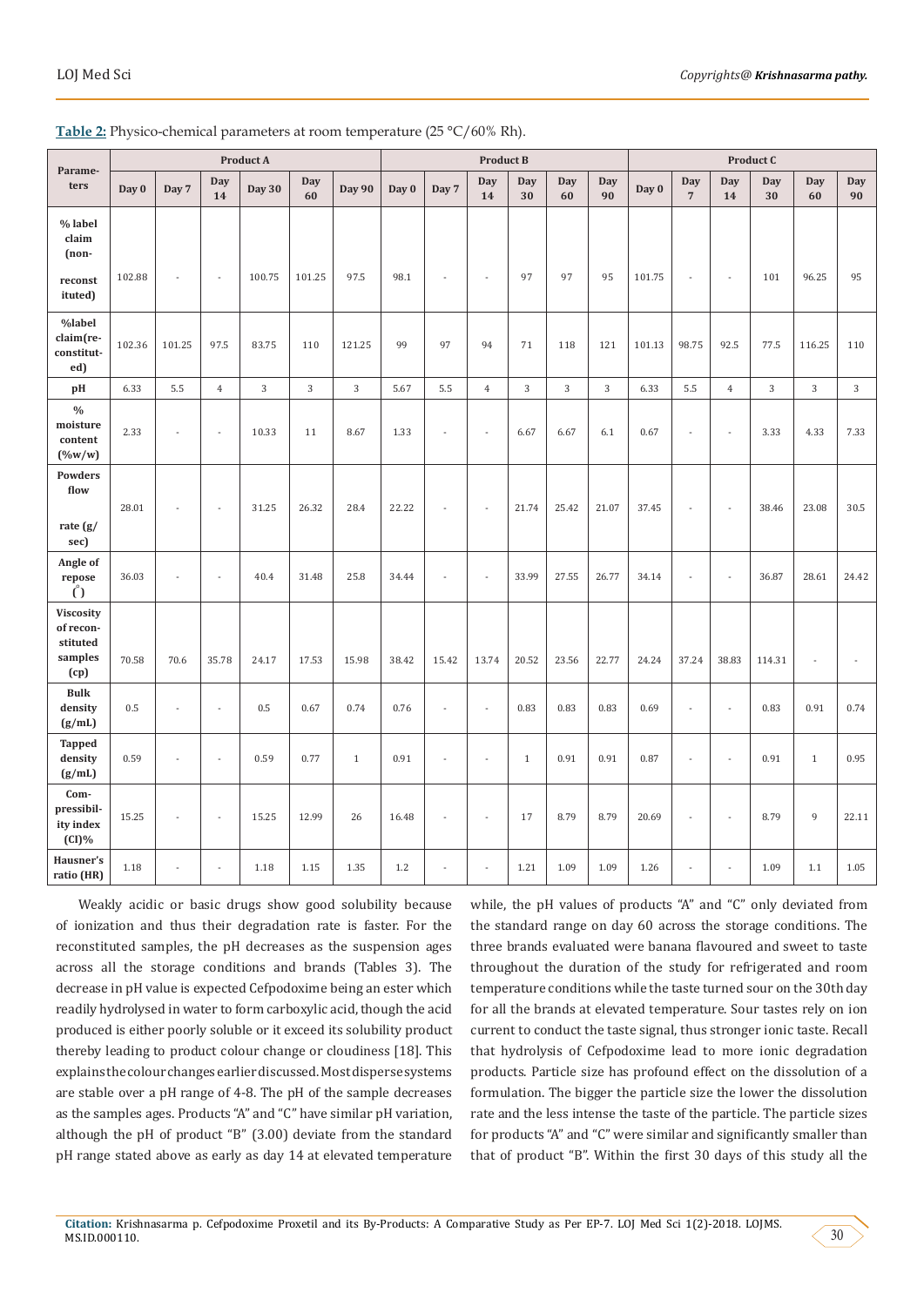**Table 2:** Physico-chemical parameters at room temperature (25 °C/60% Rh).

| Parameters | Product A | | | | | | Product B | | | | | | Product C | | | | | |
|---|---|---|---|---|---|---|---|---|---|---|---|---|---|---|---|---|---|---|
| | Day 0 | Day 7 | Day 14 | Day 30 | Day 60 | Day 90 | Day 0 | Day 7 | Day 14 | Day 30 | Day 60 | Day 90 | Day 0 | Day 7 | Day 14 | Day 30 | Day 60 | Day 90 |
| % label claim (non-reconstituted) | 102.88 | - | - | 100.75 | 101.25 | 97.5 | 98.1 | - | - | 97 | 97 | 95 | 101.75 | - | - | 101 | 96.25 | 95 |
| %label claim(re-constituted) | 102.36 | 101.25 | 97.5 | 83.75 | 110 | 121.25 | 99 | 97 | 94 | 71 | 118 | 121 | 101.13 | 98.75 | 92.5 | 77.5 | 116.25 | 110 |
| pH | 6.33 | 5.5 | 4 | 3 | 3 | 3 | 5.67 | 5.5 | 4 | 3 | 3 | 3 | 6.33 | 5.5 | 4 | 3 | 3 | 3 |
| % moisture content (%w/w) | 2.33 | - | - | 10.33 | 11 | 8.67 | 1.33 | - | - | 6.67 | 6.67 | 6.1 | 0.67 | - | - | 3.33 | 4.33 | 7.33 |
| Powders flow rate (g/sec) | 28.01 | - | - | 31.25 | 26.32 | 28.4 | 22.22 | - | - | 21.74 | 25.42 | 21.07 | 37.45 | - | - | 38.46 | 23.08 | 30.5 |
| Angle of repose (°) | 36.03 | - | - | 40.4 | 31.48 | 25.8 | 34.44 | - | - | 33.99 | 27.55 | 26.77 | 34.14 | - | - | 36.87 | 28.61 | 24.42 |
| Viscosity of reconstituted samples (cp) | 70.58 | 70.6 | 35.78 | 24.17 | 17.53 | 15.98 | 38.42 | 15.42 | 13.74 | 20.52 | 23.56 | 22.77 | 24.24 | 37.24 | 38.83 | 114.31 | - | - |
| Bulk density (g/mL) | 0.5 | - | - | 0.5 | 0.67 | 0.74 | 0.76 | - | - | 0.83 | 0.83 | 0.83 | 0.69 | - | - | 0.83 | 0.91 | 0.74 |
| Tapped density (g/mL) | 0.59 | - | - | 0.59 | 0.77 | 1 | 0.91 | - | - | 1 | 0.91 | 0.91 | 0.87 | - | - | 0.91 | 1 | 0.95 |
| Compressibility index (CI)% | 15.25 | - | - | 15.25 | 12.99 | 26 | 16.48 | - | - | 17 | 8.79 | 8.79 | 20.69 | - | - | 8.79 | 9 | 22.11 |
| Hausner's ratio (HR) | 1.18 | - | - | 1.18 | 1.15 | 1.35 | 1.2 | - | - | 1.21 | 1.09 | 1.09 | 1.26 | - | - | 1.09 | 1.1 | 1.05 |

Weakly acidic or basic drugs show good solubility because of ionization and thus their degradation rate is faster. For the reconstituted samples, the pH decreases as the suspension ages across all the storage conditions and brands (Tables 3). The decrease in pH value is expected Cefpodoxime being an ester which readily hydrolysed in water to form carboxylic acid, though the acid produced is either poorly soluble or it exceed its solubility product thereby leading to product colour change or cloudiness [18]. This explains the colour changes earlier discussed. Most disperse systems are stable over a pH range of 4-8. The pH of the sample decreases as the samples ages. Products "A" and "C" have similar pH variation, although the pH of product "B" (3.00) deviate from the standard pH range stated above as early as day 14 at elevated temperature while, the pH values of products "A" and "C" only deviated from the standard range on day 60 across the storage conditions. The three brands evaluated were banana flavoured and sweet to taste throughout the duration of the study for refrigerated and room temperature conditions while the taste turned sour on the 30th day for all the brands at elevated temperature. Sour tastes rely on ion current to conduct the taste signal, thus stronger ionic taste. Recall that hydrolysis of Cefpodoxime lead to more ionic degradation products. Particle size has profound effect on the dissolution of a formulation. The bigger the particle size the lower the dissolution rate and the less intense the taste of the particle. The particle sizes for products "A" and "C" were similar and significantly smaller than that of product "B". Within the first 30 days of this study all the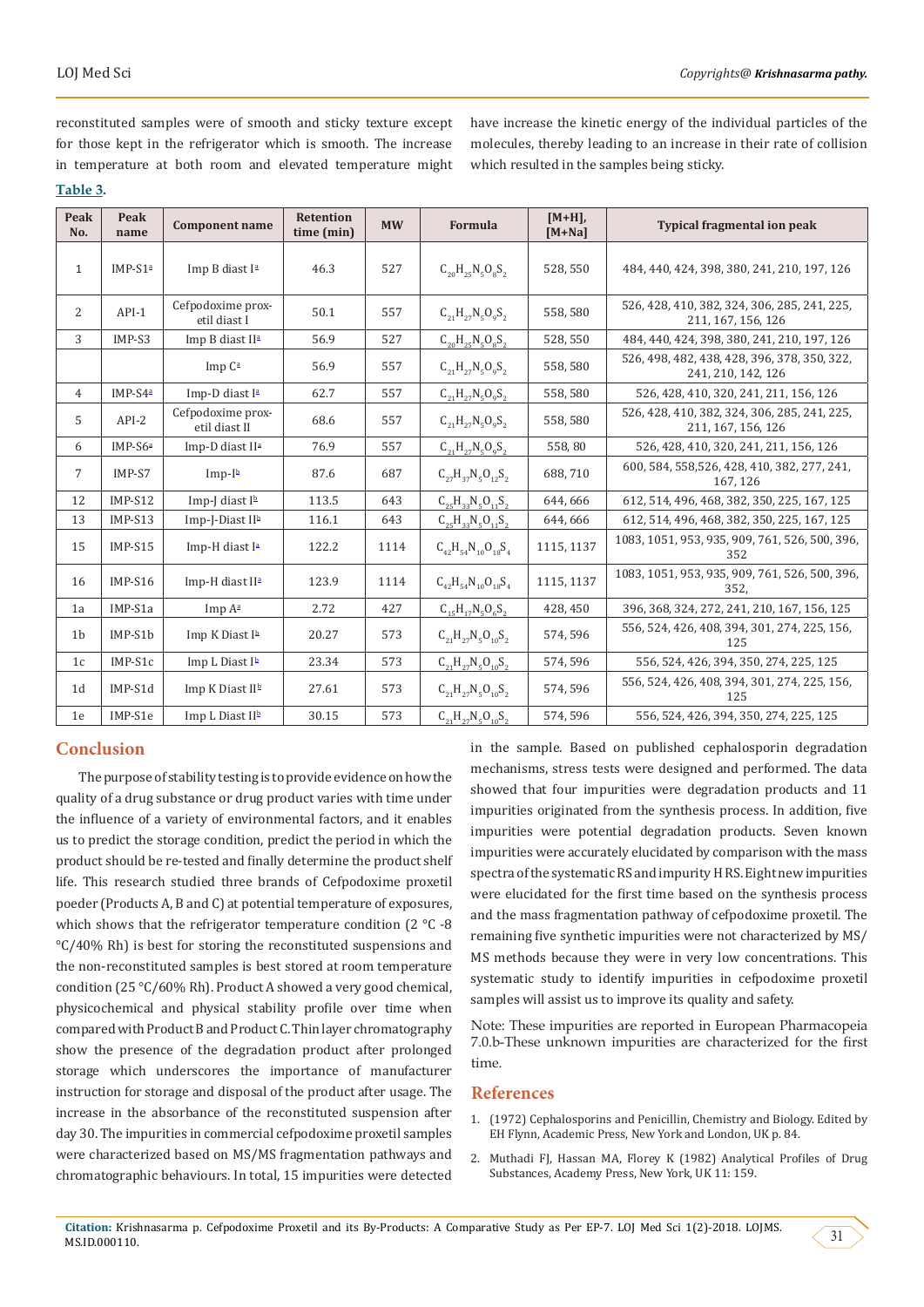reconstituted samples were of smooth and sticky texture except for those kept in the refrigerator which is smooth. The increase in temperature at both room and elevated temperature might have increase the kinetic energy of the individual particles of the molecules, thereby leading to an increase in their rate of collision which resulted in the samples being sticky.

**Table 3.**

| Peak No. | Peak name | Component name | Retention time (min) | MW | Formula | [M+H], [M+Na] | Typical fragmental ion peak |
|---|---|---|---|---|---|---|---|
| 1 | IMP-S1[a] | Imp B diast I[a] | 46.3 | 527 | $C_{20}H_{25}N_5O_8S_2$ | 528, 550 | 484, 440, 424, 398, 380, 241, 210, 197, 126 |
| 2 | API-1 | Cefpodoxime proxetil diast I | 50.1 | 557 | $C_{21}H_{27}N_5O_9S_2$ | 558, 580 | 526, 428, 410, 382, 324, 306, 285, 241, 225, 211, 167, 156, 126 |
| 3 | IMP-S3 | Imp B diast II[a] | 56.9 | 527 | $C_{20}H_{25}N_5O_8S_2$ | 528, 550 | 484, 440, 424, 398, 380, 241, 210, 197, 126 |
| | | Imp C[a] | 56.9 | 557 | $C_{21}H_{27}N_5O_9S_2$ | 558, 580 | 526, 498, 482, 438, 428, 396, 378, 350, 322, 241, 210, 142, 126 |
| 4 | IMP-S4[a] | Imp-D diast I[a] | 62.7 | 557 | $C_{21}H_{27}N_5O_9S_2$ | 558, 580 | 526, 428, 410, 320, 241, 211, 156, 126 |
| 5 | API-2 | Cefpodoxime proxetil diast II | 68.6 | 557 | $C_{21}H_{27}N_5O_9S_2$ | 558, 580 | 526, 428, 410, 382, 324, 306, 285, 241, 225, 211, 167, 156, 126 |
| 6 | IMP-S6[a] | Imp-D diast II[a] | 76.9 | 557 | $C_{21}H_{27}N_5O_9S_2$ | 558, 80 | 526, 428, 410, 320, 241, 211, 156, 126 |
| 7 | IMP-S7 | Imp-I[b] | 87.6 | 687 | $C_{27}H_{37}N_5O_{12}S_2$ | 688, 710 | 600, 584, 558,526, 428, 410, 382, 277, 241, 167, 126 |
| 12 | IMP-S12 | Imp-J diast I[b] | 113.5 | 643 | $C_{25}H_{33}N_5O_{11}S_2$ | 644, 666 | 612, 514, 496, 468, 382, 350, 225, 167, 125 |
| 13 | IMP-S13 | Imp-J-Diast II[b] | 116.1 | 643 | $C_{25}H_{33}N_5O_{11}S_2$ | 644, 666 | 612, 514, 496, 468, 382, 350, 225, 167, 125 |
| 15 | IMP-S15 | Imp-H diast I[a] | 122.2 | 1114 | $C_{42}H_{54}N_{10}O_{18}S_4$ | 1115, 1137 | 1083, 1051, 953, 935, 909, 761, 526, 500, 396, 352 |
| 16 | IMP-S16 | Imp-H diast II[a] | 123.9 | 1114 | $C_{42}H_{54}N_{10}O_{18}S_4$ | 1115, 1137 | 1083, 1051, 953, 935, 909, 761, 526, 500, 396, 352, |
| 1a | IMP-S1a | Imp A[a] | 2.72 | 427 | $C_{15}H_{17}N_5O_6S_2$ | 428, 450 | 396, 368, 324, 272, 241, 210, 167, 156, 125 |
| 1b | IMP-S1b | Imp K Diast I[b] | 20.27 | 573 | $C_{21}H_{27}N_5O_{10}S_2$ | 574, 596 | 556, 524, 426, 408, 394, 301, 274, 225, 156, 125 |
| 1c | IMP-S1c | Imp L Diast I[b] | 23.34 | 573 | $C_{21}H_{27}N_5O_{10}S_2$ | 574, 596 | 556, 524, 426, 394, 350, 274, 225, 125 |
| 1d | IMP-S1d | Imp K Diast II[b] | 27.61 | 573 | $C_{21}H_{27}N_5O_{10}S_2$ | 574, 596 | 556, 524, 426, 408, 394, 301, 274, 225, 156, 125 |
| 1e | IMP-S1e | Imp L Diast II[b] | 30.15 | 573 | $C_{21}H_{27}N_5O_{10}S_2$ | 574, 596 | 556, 524, 426, 394, 350, 274, 225, 125 |

## Conclusion

The purpose of stability testing is to provide evidence on how the quality of a drug substance or drug product varies with time under the influence of a variety of environmental factors, and it enables us to predict the storage condition, predict the period in which the product should be re-tested and finally determine the product shelf life. This research studied three brands of Cefpodoxime proxetil poeder (Products A, B and C) at potential temperature of exposures, which shows that the refrigerator temperature condition (2 °C -8 °C/40% Rh) is best for storing the reconstituted suspensions and the non-reconstituted samples is best stored at room temperature condition (25 °C/60% Rh). Product A showed a very good chemical, physicochemical and physical stability profile over time when compared with Product B and Product C. Thin layer chromatography show the presence of the degradation product after prolonged storage which underscores the importance of manufacturer instruction for storage and disposal of the product after usage. The increase in the absorbance of the reconstituted suspension after day 30. The impurities in commercial cefpodoxime proxetil samples were characterized based on MS/MS fragmentation pathways and chromatographic behaviours. In total, 15 impurities were detected in the sample. Based on published cephalosporin degradation mechanisms, stress tests were designed and performed. The data showed that four impurities were degradation products and 11 impurities originated from the synthesis process. In addition, five impurities were potential degradation products. Seven known impurities were accurately elucidated by comparison with the mass spectra of the systematic RS and impurity H RS. Eight new impurities were elucidated for the first time based on the synthesis process and the mass fragmentation pathway of cefpodoxime proxetil. The remaining five synthetic impurities were not characterized by MS/MS methods because they were in very low concentrations. This systematic study to identify impurities in cefpodoxime proxetil samples will assist us to improve its quality and safety.

Note: These impurities are reported in European Pharmacopeia 7.0.b-These unknown impurities are characterized for the first time.

## References

1. (1972) Cephalosporins and Penicillin, Chemistry and Biology. Edited by EH Flynn, Academic Press, New York and London, UK p. 84.
2. Muthadi FJ, Hassan MA, Florey K (1982) Analytical Profiles of Drug Substances, Academy Press, New York, UK 11: 159.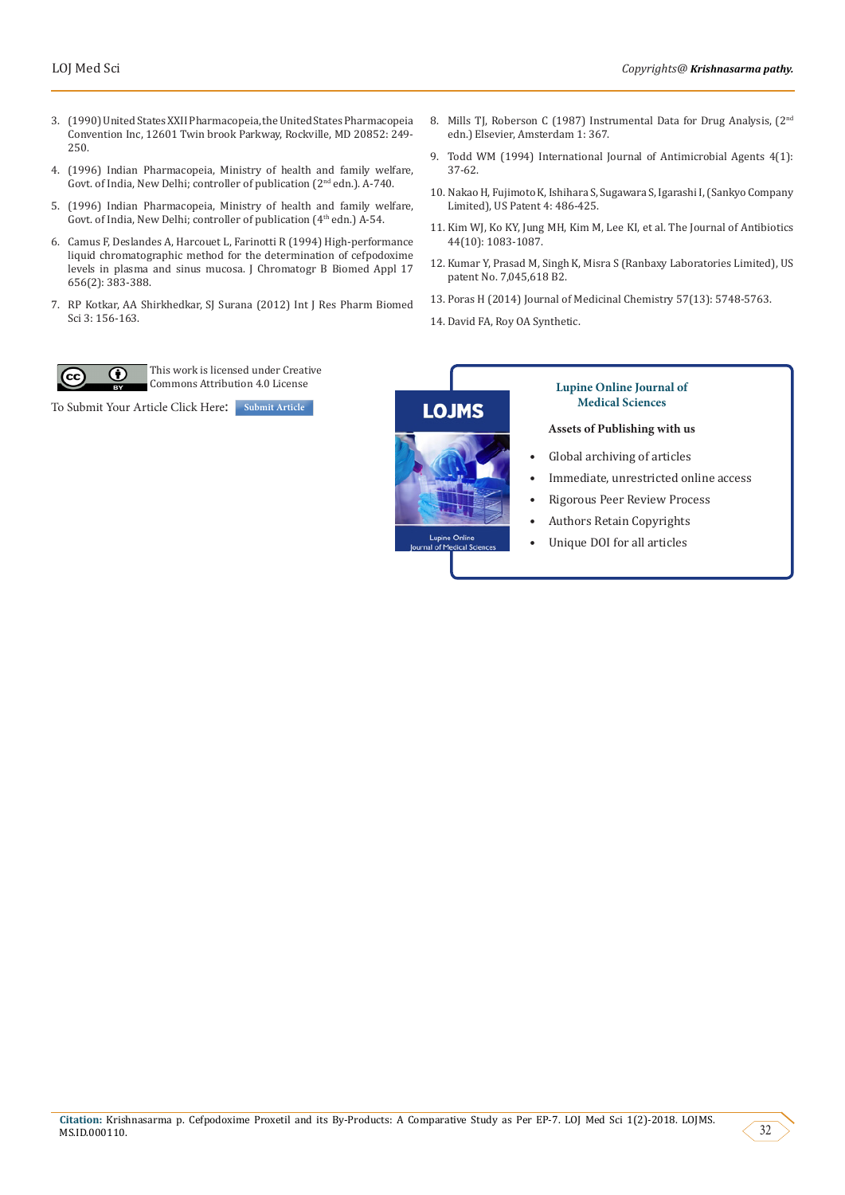3. (1990) United States XXII Pharmacopeia, the United States Pharmacopeia Convention Inc, 12601 Twin brook Parkway, Rockville, MD 20852: 249-250.
4. (1996) Indian Pharmacopeia, Ministry of health and family welfare, Govt. of India, New Delhi; controller of publication (2nd edn.). A-740.
5. (1996) Indian Pharmacopeia, Ministry of health and family welfare, Govt. of India, New Delhi; controller of publication (4th edn.) A-54.
6. Camus F, Deslandes A, Harcouet L, Farinotti R (1994) High-performance liquid chromatographic method for the determination of cefpodoxime levels in plasma and sinus mucosa. J Chromatogr B Biomed Appl 17 656(2): 383-388.
7. RP Kotkar, AA Shirkhedkar, SJ Surana (2012) Int J Res Pharm Biomed Sci 3: 156-163.
8. Mills TJ, Roberson C (1987) Instrumental Data for Drug Analysis, (2nd edn.) Elsevier, Amsterdam 1: 367.
9. Todd WM (1994) International Journal of Antimicrobial Agents 4(1): 37-62.
10. Nakao H, Fujimoto K, Ishihara S, Sugawara S, Igarashi I, (Sankyo Company Limited), US Patent 4: 486-425.
11. Kim WJ, Ko KY, Jung MH, Kim M, Lee KI, et al. The Journal of Antibiotics 44(10): 1083-1087.
12. Kumar Y, Prasad M, Singh K, Misra S (Ranbaxy Laboratories Limited), US patent No. 7,045,618 B2.
13. Poras H (2014) Journal of Medicinal Chemistry 57(13): 5748-5763.
14. David FA, Roy OA Synthetic.

This work is licensed under Creative Commons Attribution 4.0 License

To Submit Your Article Click Here: Submit Article

**Lupine Online Journal of Medical Sciences**

**Assets of Publishing with us**

- Global archiving of articles
- Immediate, unrestricted online access
- Rigorous Peer Review Process
- Authors Retain Copyrights
- Unique DOI for all articles

**Citation:** Krishnasarma p. Cefpodoxime Proxetil and its By-Products: A Comparative Study as Per EP-7. LOJ Med Sci 1(2)-2018. LOJMS. MS.ID.000110.